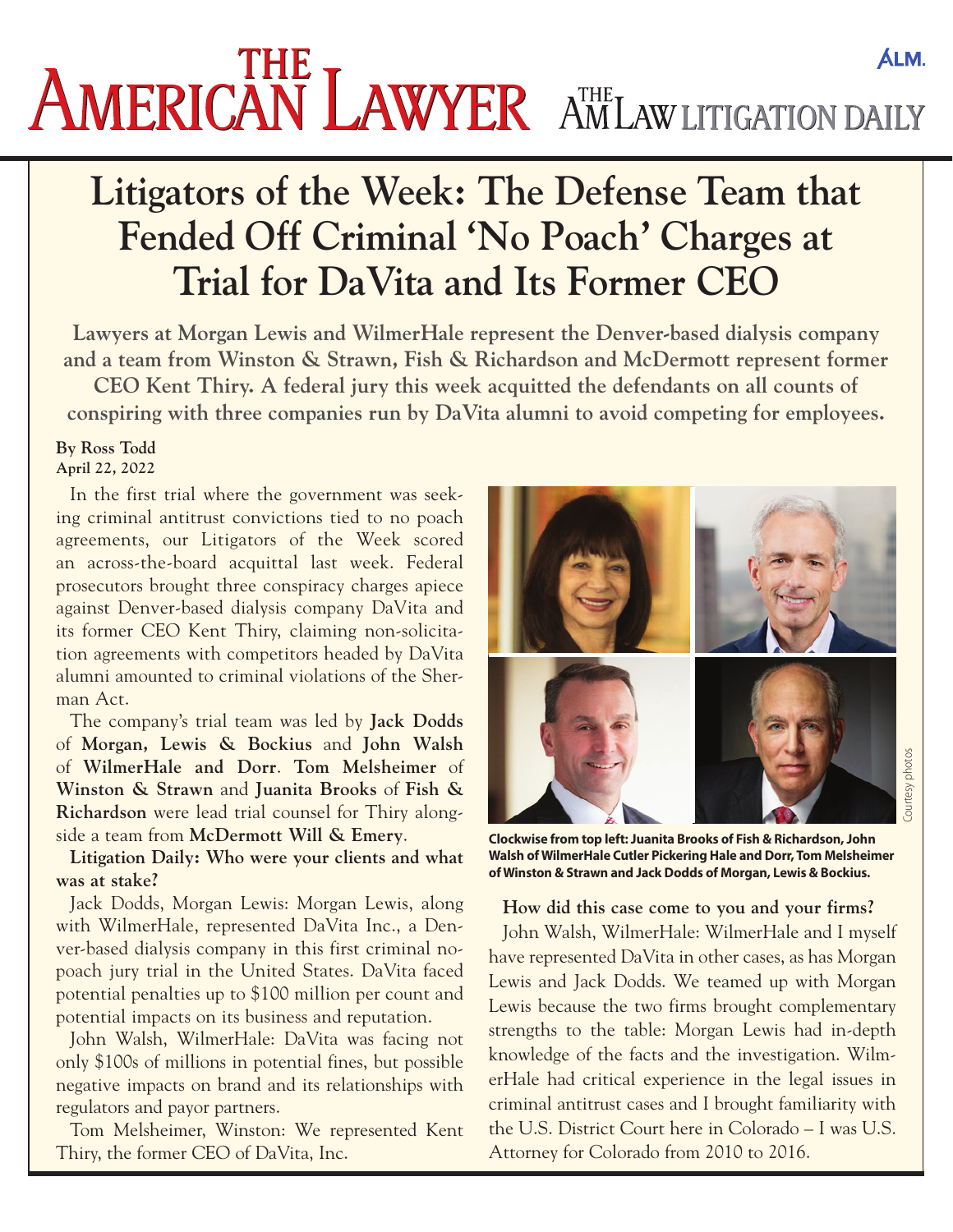# Litigators of the Week: The Defense Team that Fended Off Criminal 'No Poach' Charges at Trial for DaVita and Its Former CEO

**Lawyers at Morgan Lewis and WilmerHale represent the Denver-based dialysis company and a team from Winston & Strawn, Fish & Richardson and McDermott represent former CEO Kent Thiry. A federal jury this week acquitted the defendants on all counts of conspiring with three companies run by DaVita alumni to avoid competing for employees.**

**By Ross Todd**
**April 22, 2022**

In the first trial where the government was seeking criminal antitrust convictions tied to no poach agreements, our Litigators of the Week scored an across-the-board acquittal last week. Federal prosecutors brought three conspiracy charges apiece against Denver-based dialysis company DaVita and its former CEO Kent Thiry, claiming non-solicitation agreements with competitors headed by DaVita alumni amounted to criminal violations of the Sherman Act.

The company's trial team was led by **Jack Dodds** of **Morgan, Lewis & Bockius** and **John Walsh** of **WilmerHale and Dorr**. **Tom Melsheimer** of **Winston & Strawn** and **Juanita Brooks** of **Fish & Richardson** were lead trial counsel for Thiry alongside a team from **McDermott Will & Emery**.

**Clockwise from top left: Juanita Brooks of Fish & Richardson, John Walsh of WilmerHale Cutler Pickering Hale and Dorr, Tom Melsheimer of Winston & Strawn and Jack Dodds of Morgan, Lewis & Bockius.**

Courtesy photos

**Litigation Daily: Who were your clients and what was at stake?**

Jack Dodds, Morgan Lewis: Morgan Lewis, along with WilmerHale, represented DaVita Inc., a Denver-based dialysis company in this first criminal no-poach jury trial in the United States. DaVita faced potential penalties up to $100 million per count and potential impacts on its business and reputation.

John Walsh, WilmerHale: DaVita was facing not only $100s of millions in potential fines, but possible negative impacts on brand and its relationships with regulators and payor partners.

Tom Melsheimer, Winston: We represented Kent Thiry, the former CEO of DaVita, Inc.

**How did this case come to you and your firms?**

John Walsh, WilmerHale: WilmerHale and I myself have represented DaVita in other cases, as has Morgan Lewis and Jack Dodds. We teamed up with Morgan Lewis because the two firms brought complementary strengths to the table: Morgan Lewis had in-depth knowledge of the facts and the investigation. WilmerHale had critical experience in the legal issues in criminal antitrust cases and I brought familiarity with the U.S. District Court here in Colorado – I was U.S. Attorney for Colorado from 2010 to 2016.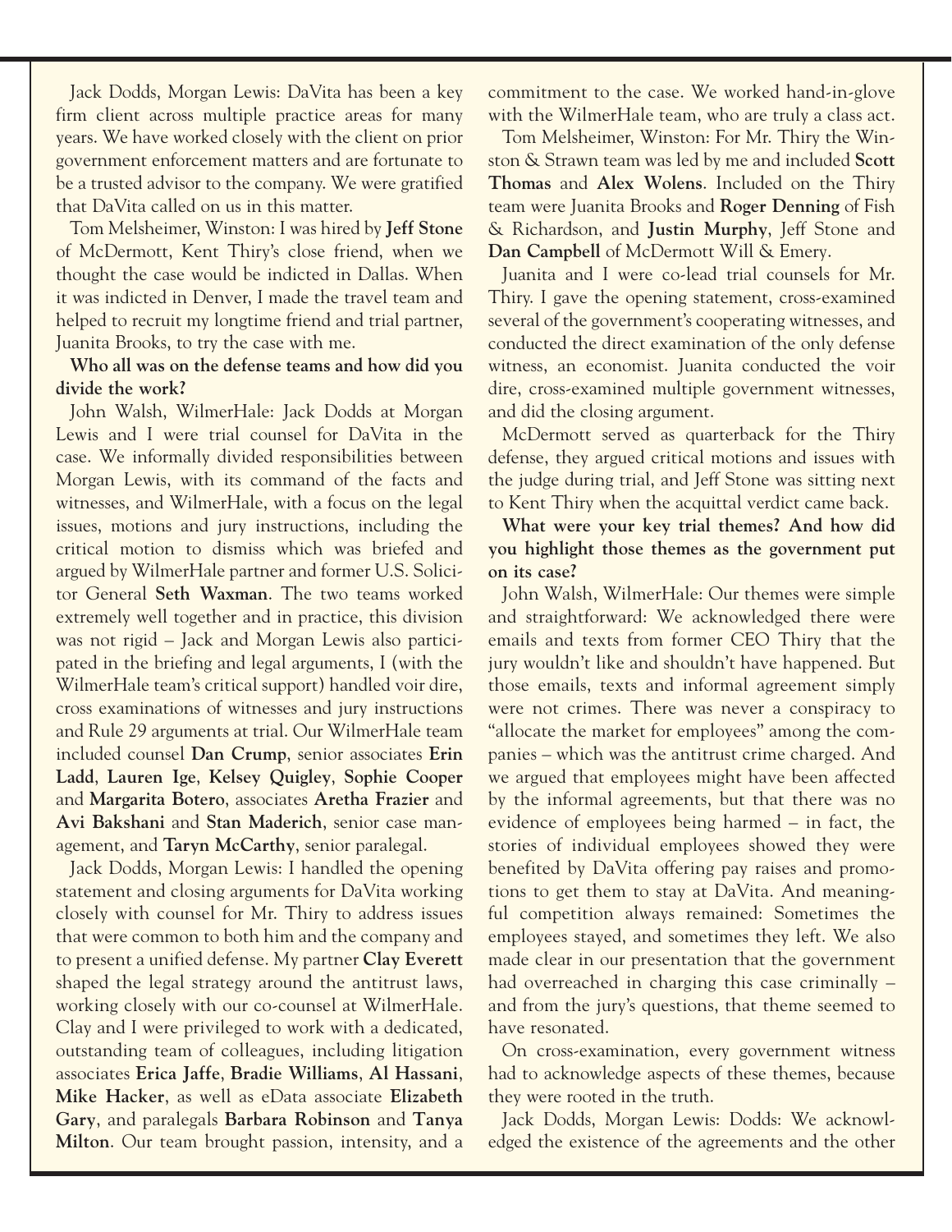Jack Dodds, Morgan Lewis: DaVita has been a key firm client across multiple practice areas for many years. We have worked closely with the client on prior government enforcement matters and are fortunate to be a trusted advisor to the company. We were gratified that DaVita called on us in this matter.

Tom Melsheimer, Winston: I was hired by **Jeff Stone** of McDermott, Kent Thiry's close friend, when we thought the case would be indicted in Dallas. When it was indicted in Denver, I made the travel team and helped to recruit my longtime friend and trial partner, Juanita Brooks, to try the case with me.

**Who all was on the defense teams and how did you divide the work?**

John Walsh, WilmerHale: Jack Dodds at Morgan Lewis and I were trial counsel for DaVita in the case. We informally divided responsibilities between Morgan Lewis, with its command of the facts and witnesses, and WilmerHale, with a focus on the legal issues, motions and jury instructions, including the critical motion to dismiss which was briefed and argued by WilmerHale partner and former U.S. Solicitor General **Seth Waxman**. The two teams worked extremely well together and in practice, this division was not rigid – Jack and Morgan Lewis also participated in the briefing and legal arguments, I (with the WilmerHale team's critical support) handled voir dire, cross examinations of witnesses and jury instructions and Rule 29 arguments at trial. Our WilmerHale team included counsel **Dan Crump**, senior associates **Erin Ladd**, **Lauren Ige**, **Kelsey Quigley**, **Sophie Cooper** and **Margarita Botero**, associates **Aretha Frazier** and **Avi Bakshani** and **Stan Maderich**, senior case management, and **Taryn McCarthy**, senior paralegal.

Jack Dodds, Morgan Lewis: I handled the opening statement and closing arguments for DaVita working closely with counsel for Mr. Thiry to address issues that were common to both him and the company and to present a unified defense. My partner **Clay Everett** shaped the legal strategy around the antitrust laws, working closely with our co-counsel at WilmerHale. Clay and I were privileged to work with a dedicated, outstanding team of colleagues, including litigation associates **Erica Jaffe**, **Bradie Williams**, **Al Hassani**, **Mike Hacker**, as well as eData associate **Elizabeth Gary**, and paralegals **Barbara Robinson** and **Tanya Milton**. Our team brought passion, intensity, and a commitment to the case. We worked hand-in-glove with the WilmerHale team, who are truly a class act.

Tom Melsheimer, Winston: For Mr. Thiry the Winston & Strawn team was led by me and included **Scott Thomas** and **Alex Wolens**. Included on the Thiry team were Juanita Brooks and **Roger Denning** of Fish & Richardson, and **Justin Murphy**, Jeff Stone and **Dan Campbell** of McDermott Will & Emery.

Juanita and I were co-lead trial counsels for Mr. Thiry. I gave the opening statement, cross-examined several of the government's cooperating witnesses, and conducted the direct examination of the only defense witness, an economist. Juanita conducted the voir dire, cross-examined multiple government witnesses, and did the closing argument.

McDermott served as quarterback for the Thiry defense, they argued critical motions and issues with the judge during trial, and Jeff Stone was sitting next to Kent Thiry when the acquittal verdict came back.

**What were your key trial themes? And how did you highlight those themes as the government put on its case?**

John Walsh, WilmerHale: Our themes were simple and straightforward: We acknowledged there were emails and texts from former CEO Thiry that the jury wouldn't like and shouldn't have happened. But those emails, texts and informal agreement simply were not crimes. There was never a conspiracy to "allocate the market for employees" among the companies – which was the antitrust crime charged. And we argued that employees might have been affected by the informal agreements, but that there was no evidence of employees being harmed – in fact, the stories of individual employees showed they were benefited by DaVita offering pay raises and promotions to get them to stay at DaVita. And meaningful competition always remained: Sometimes the employees stayed, and sometimes they left. We also made clear in our presentation that the government had overreached in charging this case criminally – and from the jury's questions, that theme seemed to have resonated.

On cross-examination, every government witness had to acknowledge aspects of these themes, because they were rooted in the truth.

Jack Dodds, Morgan Lewis: Dodds: We acknowledged the existence of the agreements and the other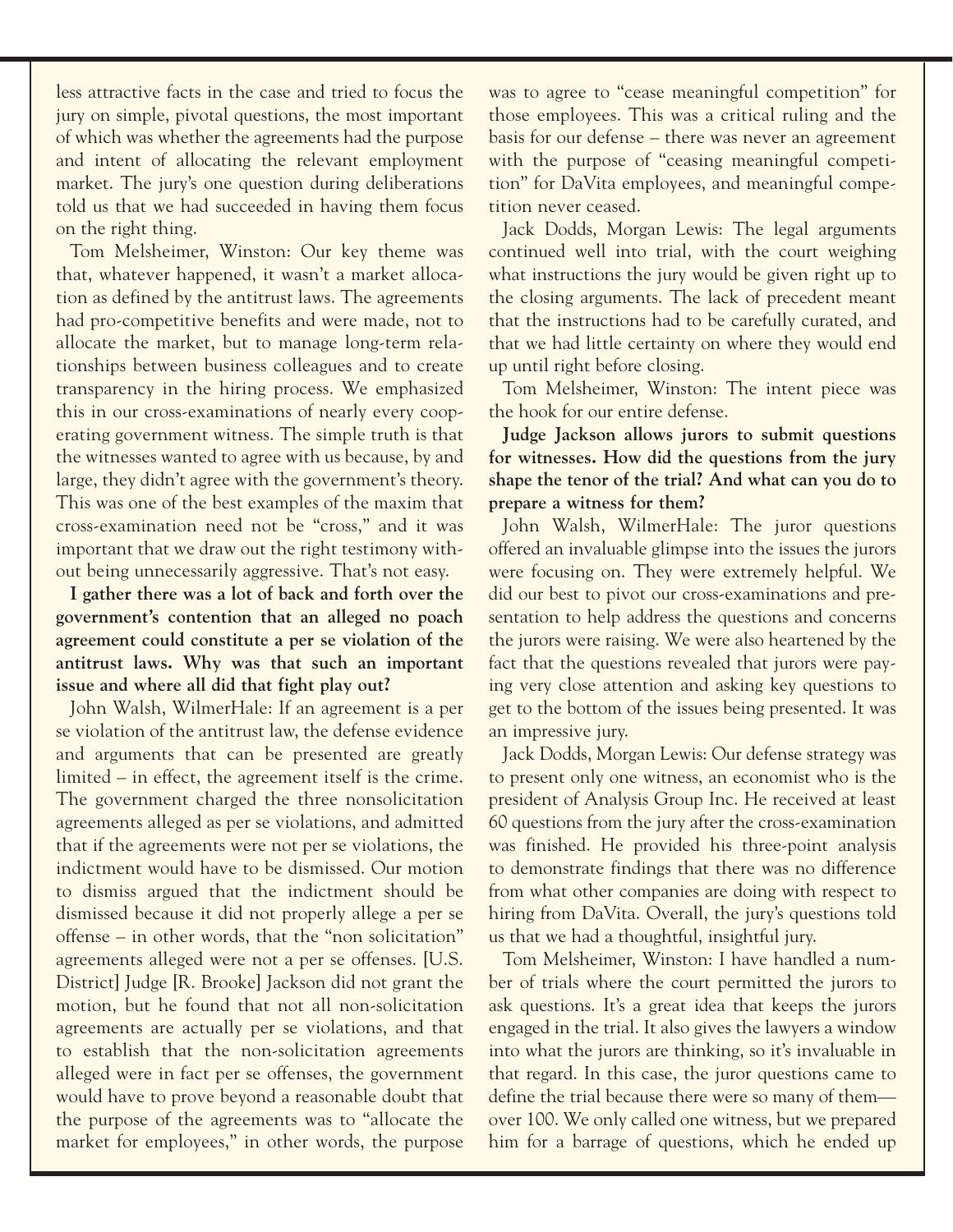less attractive facts in the case and tried to focus the jury on simple, pivotal questions, the most important of which was whether the agreements had the purpose and intent of allocating the relevant employment market. The jury's one question during deliberations told us that we had succeeded in having them focus on the right thing.

Tom Melsheimer, Winston: Our key theme was that, whatever happened, it wasn't a market allocation as defined by the antitrust laws. The agreements had pro-competitive benefits and were made, not to allocate the market, but to manage long-term relationships between business colleagues and to create transparency in the hiring process. We emphasized this in our cross-examinations of nearly every cooperating government witness. The simple truth is that the witnesses wanted to agree with us because, by and large, they didn't agree with the government's theory. This was one of the best examples of the maxim that cross-examination need not be "cross," and it was important that we draw out the right testimony without being unnecessarily aggressive. That's not easy.

**I gather there was a lot of back and forth over the government's contention that an alleged no poach agreement could constitute a per se violation of the antitrust laws. Why was that such an important issue and where all did that fight play out?**

John Walsh, WilmerHale: If an agreement is a per se violation of the antitrust law, the defense evidence and arguments that can be presented are greatly limited – in effect, the agreement itself is the crime. The government charged the three nonsolicitation agreements alleged as per se violations, and admitted that if the agreements were not per se violations, the indictment would have to be dismissed. Our motion to dismiss argued that the indictment should be dismissed because it did not properly allege a per se offense – in other words, that the "non solicitation" agreements alleged were not a per se offenses. [U.S. District] Judge [R. Brooke] Jackson did not grant the motion, but he found that not all non-solicitation agreements are actually per se violations, and that to establish that the non-solicitation agreements alleged were in fact per se offenses, the government would have to prove beyond a reasonable doubt that the purpose of the agreements was to "allocate the market for employees," in other words, the purpose was to agree to "cease meaningful competition" for those employees. This was a critical ruling and the basis for our defense – there was never an agreement with the purpose of "ceasing meaningful competition" for DaVita employees, and meaningful competition never ceased.

Jack Dodds, Morgan Lewis: The legal arguments continued well into trial, with the court weighing what instructions the jury would be given right up to the closing arguments. The lack of precedent meant that the instructions had to be carefully curated, and that we had little certainty on where they would end up until right before closing.

Tom Melsheimer, Winston: The intent piece was the hook for our entire defense.

**Judge Jackson allows jurors to submit questions for witnesses. How did the questions from the jury shape the tenor of the trial? And what can you do to prepare a witness for them?**

John Walsh, WilmerHale: The juror questions offered an invaluable glimpse into the issues the jurors were focusing on. They were extremely helpful. We did our best to pivot our cross-examinations and presentation to help address the questions and concerns the jurors were raising. We were also heartened by the fact that the questions revealed that jurors were paying very close attention and asking key questions to get to the bottom of the issues being presented. It was an impressive jury.

Jack Dodds, Morgan Lewis: Our defense strategy was to present only one witness, an economist who is the president of Analysis Group Inc. He received at least 60 questions from the jury after the cross-examination was finished. He provided his three-point analysis to demonstrate findings that there was no difference from what other companies are doing with respect to hiring from DaVita. Overall, the jury's questions told us that we had a thoughtful, insightful jury.

Tom Melsheimer, Winston: I have handled a number of trials where the court permitted the jurors to ask questions. It's a great idea that keeps the jurors engaged in the trial. It also gives the lawyers a window into what the jurors are thinking, so it's invaluable in that regard. In this case, the juror questions came to define the trial because there were so many of them—over 100. We only called one witness, but we prepared him for a barrage of questions, which he ended up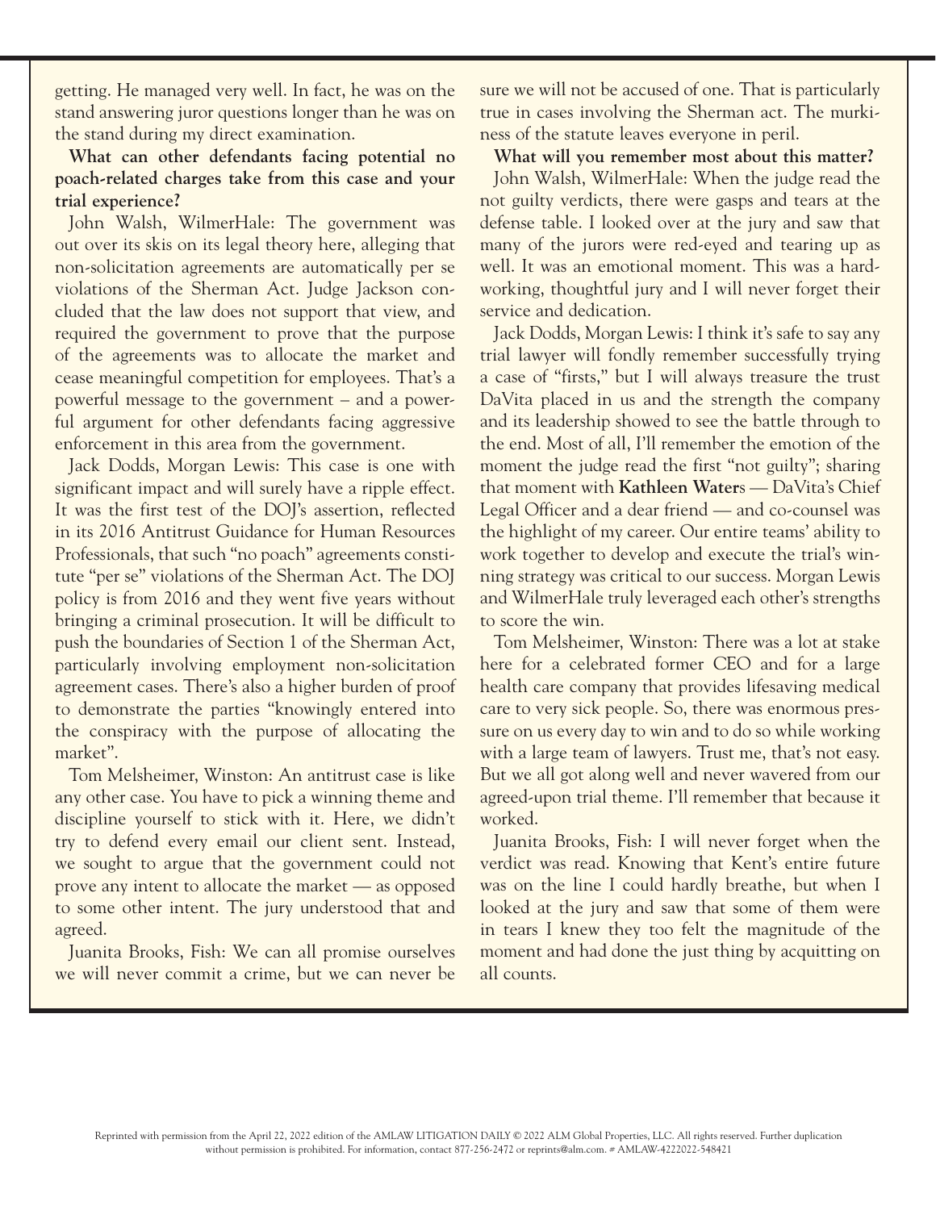getting. He managed very well. In fact, he was on the stand answering juror questions longer than he was on the stand during my direct examination.

**What can other defendants facing potential no poach-related charges take from this case and your trial experience?**

John Walsh, WilmerHale: The government was out over its skis on its legal theory here, alleging that non-solicitation agreements are automatically per se violations of the Sherman Act. Judge Jackson concluded that the law does not support that view, and required the government to prove that the purpose of the agreements was to allocate the market and cease meaningful competition for employees. That's a powerful message to the government – and a powerful argument for other defendants facing aggressive enforcement in this area from the government.

Jack Dodds, Morgan Lewis: This case is one with significant impact and will surely have a ripple effect. It was the first test of the DOJ's assertion, reflected in its 2016 Antitrust Guidance for Human Resources Professionals, that such "no poach" agreements constitute "per se" violations of the Sherman Act. The DOJ policy is from 2016 and they went five years without bringing a criminal prosecution. It will be difficult to push the boundaries of Section 1 of the Sherman Act, particularly involving employment non-solicitation agreement cases. There's also a higher burden of proof to demonstrate the parties "knowingly entered into the conspiracy with the purpose of allocating the market".

Tom Melsheimer, Winston: An antitrust case is like any other case. You have to pick a winning theme and discipline yourself to stick with it. Here, we didn't try to defend every email our client sent. Instead, we sought to argue that the government could not prove any intent to allocate the market — as opposed to some other intent. The jury understood that and agreed.

Juanita Brooks, Fish: We can all promise ourselves we will never commit a crime, but we can never be sure we will not be accused of one. That is particularly true in cases involving the Sherman act. The murkiness of the statute leaves everyone in peril.

**What will you remember most about this matter?**

John Walsh, WilmerHale: When the judge read the not guilty verdicts, there were gasps and tears at the defense table. I looked over at the jury and saw that many of the jurors were red-eyed and tearing up as well. It was an emotional moment. This was a hardworking, thoughtful jury and I will never forget their service and dedication.

Jack Dodds, Morgan Lewis: I think it's safe to say any trial lawyer will fondly remember successfully trying a case of "firsts," but I will always treasure the trust DaVita placed in us and the strength the company and its leadership showed to see the battle through to the end. Most of all, I'll remember the emotion of the moment the judge read the first "not guilty"; sharing that moment with **Kathleen Waters** — DaVita's Chief Legal Officer and a dear friend — and co-counsel was the highlight of my career. Our entire teams' ability to work together to develop and execute the trial's winning strategy was critical to our success. Morgan Lewis and WilmerHale truly leveraged each other's strengths to score the win.

Tom Melsheimer, Winston: There was a lot at stake here for a celebrated former CEO and for a large health care company that provides lifesaving medical care to very sick people. So, there was enormous pressure on us every day to win and to do so while working with a large team of lawyers. Trust me, that's not easy. But we all got along well and never wavered from our agreed-upon trial theme. I'll remember that because it worked.

Juanita Brooks, Fish: I will never forget when the verdict was read. Knowing that Kent's entire future was on the line I could hardly breathe, but when I looked at the jury and saw that some of them were in tears I knew they too felt the magnitude of the moment and had done the just thing by acquitting on all counts.

Reprinted with permission from the April 22, 2022 edition of the AMLAW LITIGATION DAILY © 2022 ALM Global Properties, LLC. All rights reserved. Further duplication without permission is prohibited. For information, contact 877-256-2472 or reprints@alm.com. # AMLAW-4222022-548421